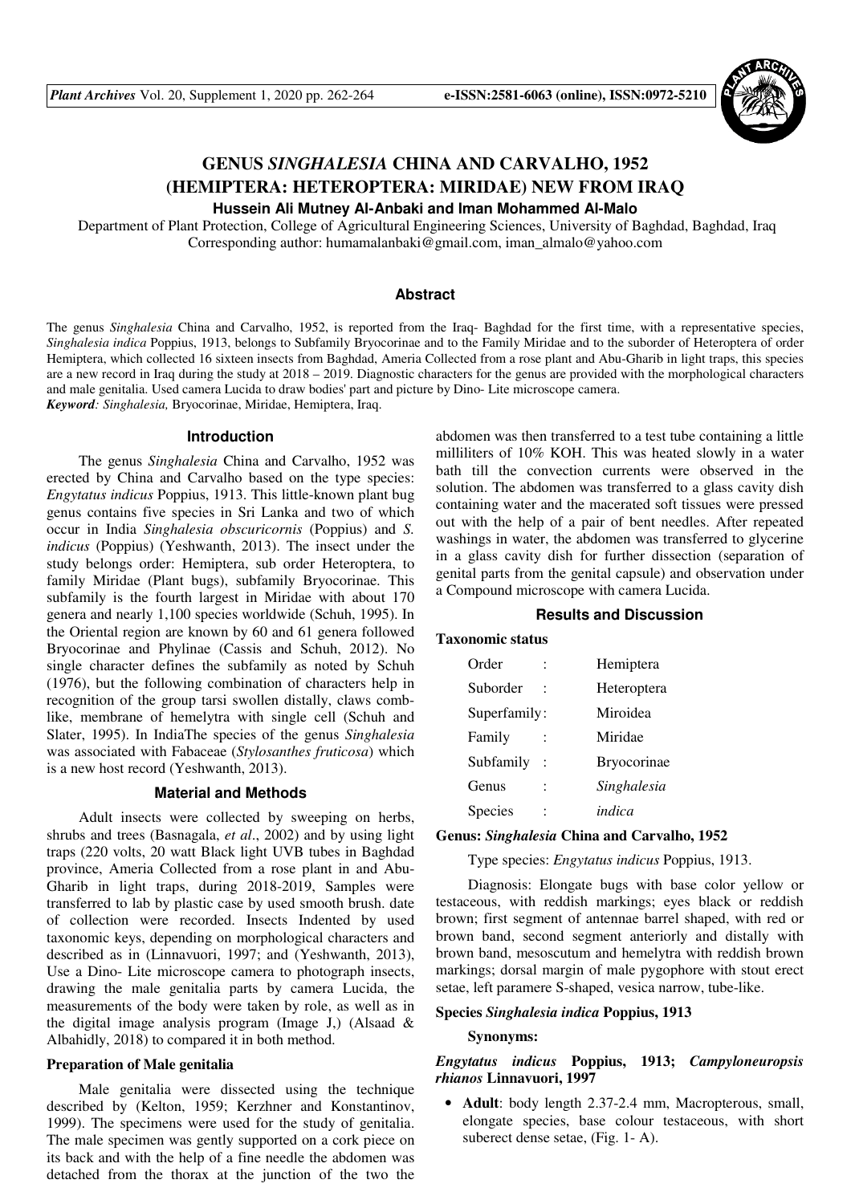# GENUS *SINGHALESIA* CHINA AND CARVALHO, 1952 (HEMIPTERA: HETEROPTERA: MIRIDAE) NEW FROM IRAQ

**Hussein Ali Mutney Al-Anbaki and Iman Mohammed Al-Malo**

Department of Plant Protection, College of Agricultural Engineering Sciences, University of Baghdad, Baghdad, Iraq
Corresponding author: humamalanbaki@gmail.com, iman_almalo@yahoo.com

## Abstract

The genus *Singhalesia* China and Carvalho, 1952, is reported from the Iraq- Baghdad for the first time, with a representative species, *Singhalesia indica* Poppius, 1913, belongs to Subfamily Bryocorinae and to the Family Miridae and to the suborder of Heteroptera of order Hemiptera, which collected 16 sixteen insects from Baghdad, Ameria Collected from a rose plant and Abu-Gharib in light traps, this species are a new record in Iraq during the study at 2018 – 2019. Diagnostic characters for the genus are provided with the morphological characters and male genitalia. Used camera Lucida to draw bodies' part and picture by Dino- Lite microscope camera.

*Keyword: Singhalesia,* Bryocorinae, Miridae, Hemiptera, Iraq.

## Introduction

The genus *Singhalesia* China and Carvalho, 1952 was erected by China and Carvalho based on the type species: *Engytatus indicus* Poppius, 1913. This little-known plant bug genus contains five species in Sri Lanka and two of which occur in India *Singhalesia obscuricornis* (Poppius) and *S. indicus* (Poppius) (Yeshwanth, 2013). The insect under the study belongs order: Hemiptera, sub order Heteroptera, to family Miridae (Plant bugs), subfamily Bryocorinae. This subfamily is the fourth largest in Miridae with about 170 genera and nearly 1,100 species worldwide (Schuh, 1995). In the Oriental region are known by 60 and 61 genera followed Bryocorinae and Phylinae (Cassis and Schuh, 2012). No single character defines the subfamily as noted by Schuh (1976), but the following combination of characters help in recognition of the group tarsi swollen distally, claws comb-like, membrane of hemelytra with single cell (Schuh and Slater, 1995). In IndiaThe species of the genus *Singhalesia* was associated with Fabaceae (*Stylosanthes fruticosa*) which is a new host record (Yeshwanth, 2013).

## Material and Methods

Adult insects were collected by sweeping on herbs, shrubs and trees (Basnagala, *et al*., 2002) and by using light traps (220 volts, 20 watt Black light UVB tubes in Baghdad province, Ameria Collected from a rose plant in and Abu-Gharib in light traps, during 2018-2019, Samples were transferred to lab by plastic case by used smooth brush. date of collection were recorded. Insects Indented by used taxonomic keys, depending on morphological characters and described as in (Linnavuori, 1997; and (Yeshwanth, 2013), Use a Dino- Lite microscope camera to photograph insects, drawing the male genitalia parts by camera Lucida, the measurements of the body were taken by role, as well as in the digital image analysis program (Image J,) (Alsaad & Albahidly, 2018) to compared it in both method.

### Preparation of Male genitalia

Male genitalia were dissected using the technique described by (Kelton, 1959; Kerzhner and Konstantinov, 1999). The specimens were used for the study of genitalia. The male specimen was gently supported on a cork piece on its back and with the help of a fine needle the abdomen was detached from the thorax at the junction of the two the abdomen was then transferred to a test tube containing a little milliliters of 10% KOH. This was heated slowly in a water bath till the convection currents were observed in the solution. The abdomen was transferred to a glass cavity dish containing water and the macerated soft tissues were pressed out with the help of a pair of bent needles. After repeated washings in water, the abdomen was transferred to glycerine in a glass cavity dish for further dissection (separation of genital parts from the genital capsule) and observation under a Compound microscope with camera Lucida.

## Results and Discussion

### Taxonomic status

| | | |
|---|---|---|
| Order | : | Hemiptera |
| Suborder | : | Heteroptera |
| Superfamily | : | Miroidea |
| Family | : | Miridae |
| Subfamily | : | Bryocorinae |
| Genus | : | *Singhalesia* |
| Species | : | *indica* |

### Genus: *Singhalesia* China and Carvalho, 1952

Type species: *Engytatus indicus* Poppius, 1913.

Diagnosis: Elongate bugs with base color yellow or testaceous, with reddish markings; eyes black or reddish brown; first segment of antennae barrel shaped, with red or brown band, second segment anteriorly and distally with brown band, mesoscutum and hemelytra with reddish brown markings; dorsal margin of male pygophore with stout erect setae, left paramere S-shaped, vesica narrow, tube-like.

### Species *Singhalesia indica* Poppius, 1913

**Synonyms:**

***Engytatus indicus*** **Poppius, 1913;** ***Campyloneuropsis rhianos*** **Linnavuori, 1997**

- **Adult**: body length 2.37-2.4 mm, Macropterous, small, elongate species, base colour testaceous, with short suberect dense setae, (Fig. 1- A).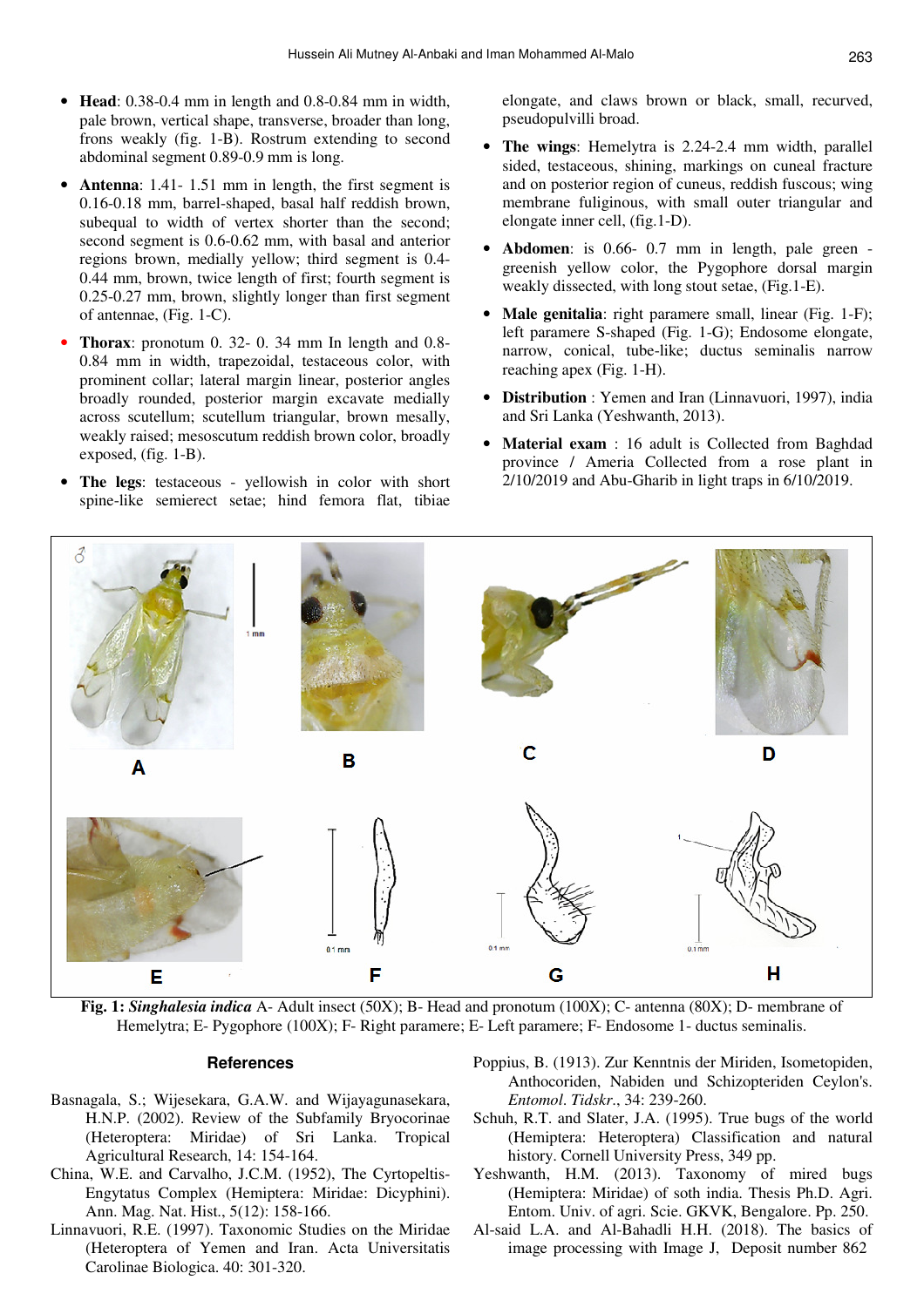- **Head**: 0.38-0.4 mm in length and 0.8-0.84 mm in width, pale brown, vertical shape, transverse, broader than long, frons weakly (fig. 1-B). Rostrum extending to second abdominal segment 0.89-0.9 mm is long.

- **Antenna**: 1.41- 1.51 mm in length, the first segment is 0.16-0.18 mm, barrel-shaped, basal half reddish brown, subequal to width of vertex shorter than the second; second segment is 0.6-0.62 mm, with basal and anterior regions brown, medially yellow; third segment is 0.4-0.44 mm, brown, twice length of first; fourth segment is 0.25-0.27 mm, brown, slightly longer than first segment of antennae, (Fig. 1-C).

- **Thorax**: pronotum 0. 32- 0. 34 mm In length and 0.8-0.84 mm in width, trapezoidal, testaceous color, with prominent collar; lateral margin linear, posterior angles broadly rounded, posterior margin excavate medially across scutellum; scutellum triangular, brown mesally, weakly raised; mesoscutum reddish brown color, broadly exposed, (fig. 1-B).

- **The legs**: testaceous - yellowish in color with short spine-like semierect setae; hind femora flat, tibiae elongate, and claws brown or black, small, recurved, pseudopulvilli broad.

- **The wings**: Hemelytra is 2.24-2.4 mm width, parallel sided, testaceous, shining, markings on cuneal fracture and on posterior region of cuneus, reddish fuscous; wing membrane fuliginous, with small outer triangular and elongate inner cell, (fig.1-D).

- **Abdomen**: is 0.66- 0.7 mm in length, pale green - greenish yellow color, the Pygophore dorsal margin weakly dissected, with long stout setae, (Fig.1-E).

- **Male genitalia**: right paramere small, linear (Fig. 1-F); left paramere S-shaped (Fig. 1-G); Endosome elongate, narrow, conical, tube-like; ductus seminalis narrow reaching apex (Fig. 1-H).

- **Distribution** : Yemen and Iran (Linnavuori, 1997), india and Sri Lanka (Yeshwanth, 2013).

- **Material exam** : 16 adult is Collected from Baghdad province / Ameria Collected from a rose plant in 2/10/2019 and Abu-Gharib in light traps in 6/10/2019.

**Fig. 1:** ***Singhalesia indica*** A- Adult insect (50X); B- Head and pronotum (100X); C- antenna (80X); D- membrane of Hemelytra; E- Pygophore (100X); F- Right paramere; E- Left paramere; F- Endosome 1- ductus seminalis.

## References

Basnagala, S.; Wijesekara, G.A.W. and Wijayagunasekara, H.N.P. (2002). Review of the Subfamily Bryocorinae (Heteroptera: Miridae) of Sri Lanka. Tropical Agricultural Research, 14: 154-164.

China, W.E. and Carvalho, J.C.M. (1952), The Cyrtopeltis-Engytatus Complex (Hemiptera: Miridae: Dicyphini). Ann. Mag. Nat. Hist., 5(12): 158-166.

Linnavuori, R.E. (1997). Taxonomic Studies on the Miridae (Heteroptera of Yemen and Iran. Acta Universitatis Carolinae Biologica. 40: 301-320.

Poppius, B. (1913). Zur Kenntnis der Miriden, Isometopiden, Anthocoriden, Nabiden und Schizopteriden Ceylon's. *Entomol. Tidskr*., 34: 239-260.

Schuh, R.T. and Slater, J.A. (1995). True bugs of the world (Hemiptera: Heteroptera) Classification and natural history. Cornell University Press, 349 pp.

Yeshwanth, H.M. (2013). Taxonomy of mired bugs (Hemiptera: Miridae) of soth india. Thesis Ph.D. Agri. Entom. Univ. of agri. Scie. GKVK, Bengalore. Pp. 250.

Al-said L.A. and Al-Bahadli H.H. (2018). The basics of image processing with Image J, Deposit number 862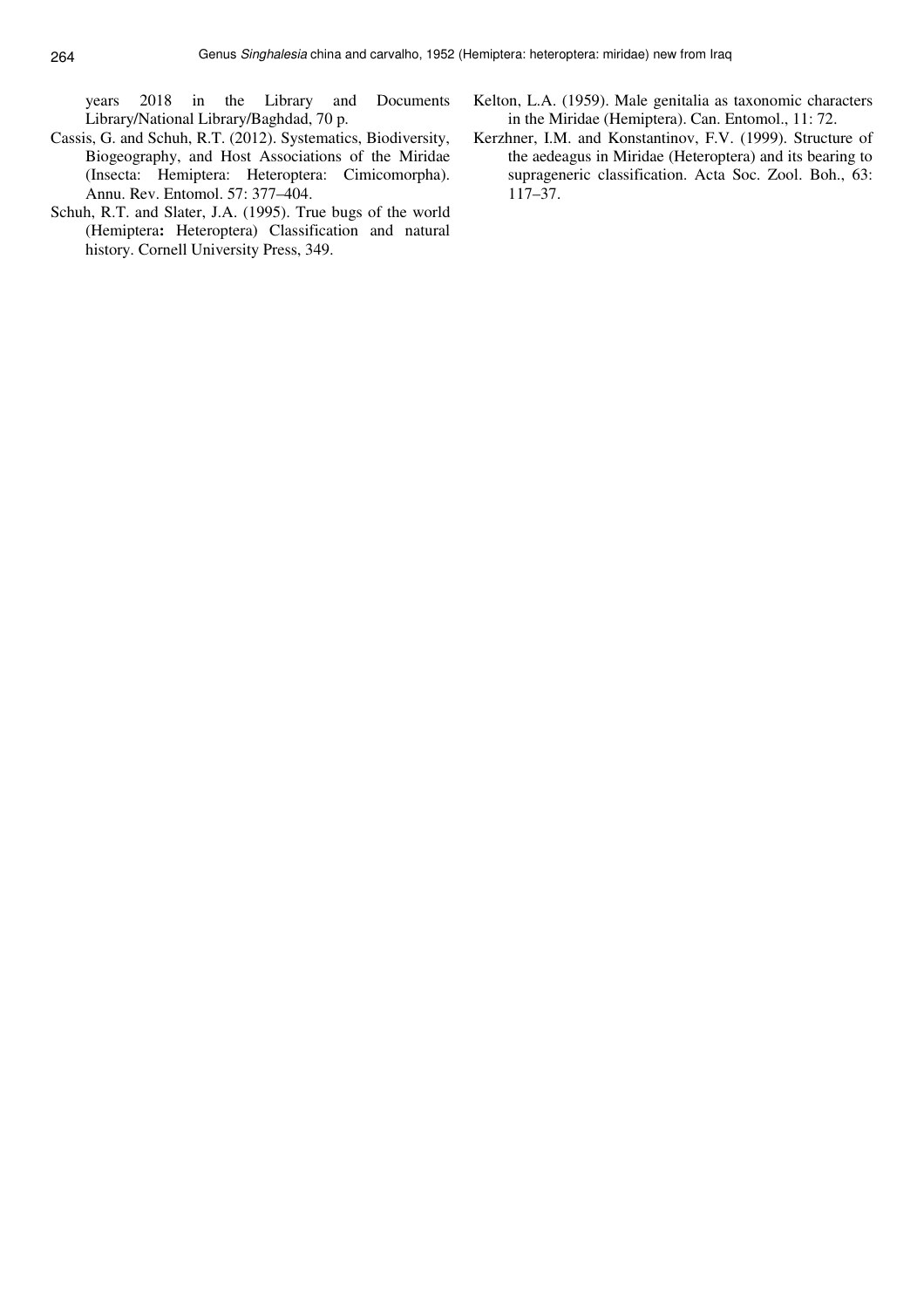years 2018 in the Library and Documents Library/National Library/Baghdad, 70 p.

Cassis, G. and Schuh, R.T. (2012). Systematics, Biodiversity, Biogeography, and Host Associations of the Miridae (Insecta: Hemiptera: Heteroptera: Cimicomorpha). Annu. Rev. Entomol. 57: 377–404.

Schuh, R.T. and Slater, J.A. (1995). True bugs of the world (Hemiptera**:** Heteroptera) Classification and natural history. Cornell University Press, 349.

Kelton, L.A. (1959). Male genitalia as taxonomic characters in the Miridae (Hemiptera). Can. Entomol., 11: 72.

Kerzhner, I.M. and Konstantinov, F.V. (1999). Structure of the aedeagus in Miridae (Heteroptera) and its bearing to suprageneric classification. Acta Soc. Zool. Boh., 63: 117–37.